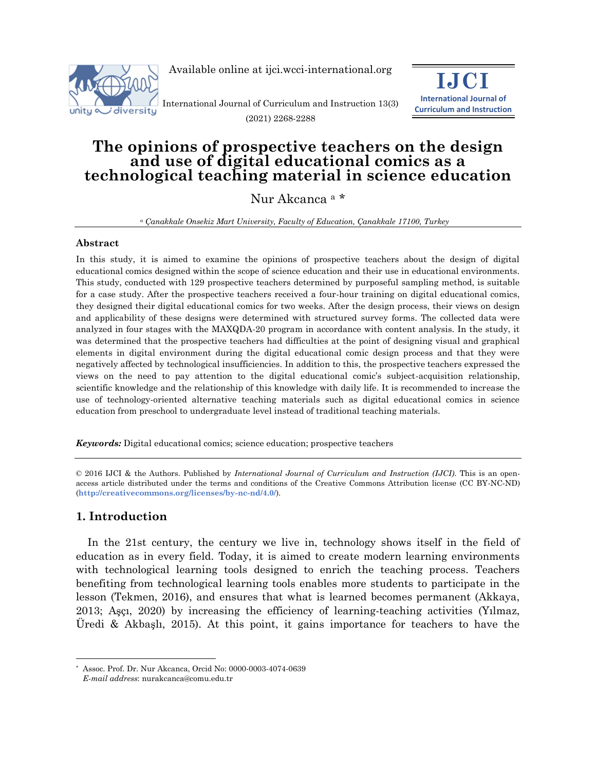# The opinions of prospective teachers on the design and use of digital educational comics as a technological teaching material in science education

Nur Akcanca [a] *

[a] *Çanakkale Onsekiz Mart University, Faculty of Education, Çanakkale 17100, Turkey*

## Abstract

In this study, it is aimed to examine the opinions of prospective teachers about the design of digital educational comics designed within the scope of science education and their use in educational environments. This study, conducted with 129 prospective teachers determined by purposeful sampling method, is suitable for a case study. After the prospective teachers received a four-hour training on digital educational comics, they designed their digital educational comics for two weeks. After the design process, their views on design and applicability of these designs were determined with structured survey forms. The collected data were analyzed in four stages with the MAXQDA-20 program in accordance with content analysis. In the study, it was determined that the prospective teachers had difficulties at the point of designing visual and graphical elements in digital environment during the digital educational comic design process and that they were negatively affected by technological insufficiencies. In addition to this, the prospective teachers expressed the views on the need to pay attention to the digital educational comic's subject-acquisition relationship, scientific knowledge and the relationship of this knowledge with daily life. It is recommended to increase the use of technology-oriented alternative teaching materials such as digital educational comics in science education from preschool to undergraduate level instead of traditional teaching materials.

***Keywords:*** Digital educational comics; science education; prospective teachers

© 2016 IJCI & the Authors. Published by *International Journal of Curriculum and Instruction (IJCI).* This is an open-access article distributed under the terms and conditions of the Creative Commons Attribution license (CC BY-NC-ND) (**http://creativecommons.org/licenses/by-nc-nd/4.0/**).

## 1. Introduction

In the 21st century, the century we live in, technology shows itself in the field of education as in every field. Today, it is aimed to create modern learning environments with technological learning tools designed to enrich the teaching process. Teachers benefiting from technological learning tools enables more students to participate in the lesson (Tekmen, 2016), and ensures that what is learned becomes permanent (Akkaya, 2013; Aşçı, 2020) by increasing the efficiency of learning-teaching activities (Yılmaz, Üredi & Akbaşlı, 2015). At this point, it gains importance for teachers to have the

---

* Assoc. Prof. Dr. Nur Akcanca, Orcid No: 0000-0003-4074-0639
*E-mail address*: nurakcanca@comu.edu.tr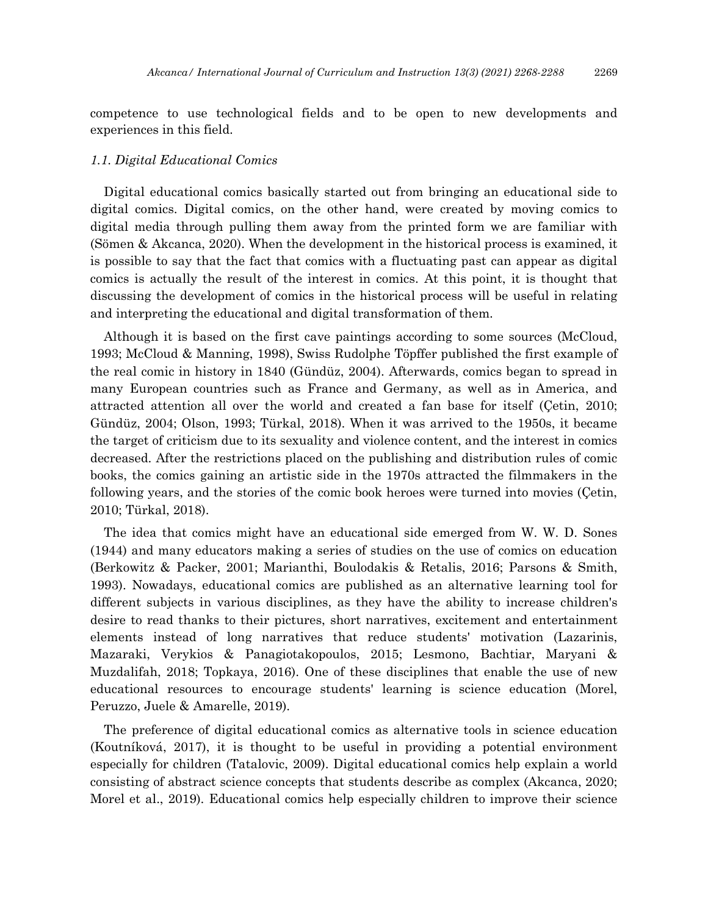competence to use technological fields and to be open to new developments and experiences in this field.

### *1.1. Digital Educational Comics*

Digital educational comics basically started out from bringing an educational side to digital comics. Digital comics, on the other hand, were created by moving comics to digital media through pulling them away from the printed form we are familiar with (Sömen & Akcanca, 2020). When the development in the historical process is examined, it is possible to say that the fact that comics with a fluctuating past can appear as digital comics is actually the result of the interest in comics. At this point, it is thought that discussing the development of comics in the historical process will be useful in relating and interpreting the educational and digital transformation of them.

Although it is based on the first cave paintings according to some sources (McCloud, 1993; McCloud & Manning, 1998), Swiss Rudolphe Töpffer published the first example of the real comic in history in 1840 (Gündüz, 2004). Afterwards, comics began to spread in many European countries such as France and Germany, as well as in America, and attracted attention all over the world and created a fan base for itself (Çetin, 2010; Gündüz, 2004; Olson, 1993; Türkal, 2018). When it was arrived to the 1950s, it became the target of criticism due to its sexuality and violence content, and the interest in comics decreased. After the restrictions placed on the publishing and distribution rules of comic books, the comics gaining an artistic side in the 1970s attracted the filmmakers in the following years, and the stories of the comic book heroes were turned into movies (Çetin, 2010; Türkal, 2018).

The idea that comics might have an educational side emerged from W. W. D. Sones (1944) and many educators making a series of studies on the use of comics on education (Berkowitz & Packer, 2001; Marianthi, Boulodakis & Retalis, 2016; Parsons & Smith, 1993). Nowadays, educational comics are published as an alternative learning tool for different subjects in various disciplines, as they have the ability to increase children's desire to read thanks to their pictures, short narratives, excitement and entertainment elements instead of long narratives that reduce students' motivation (Lazarinis, Mazaraki, Verykios & Panagiotakopoulos, 2015; Lesmono, Bachtiar, Maryani & Muzdalifah, 2018; Topkaya, 2016). One of these disciplines that enable the use of new educational resources to encourage students' learning is science education (Morel, Peruzzo, Juele & Amarelle, 2019).

The preference of digital educational comics as alternative tools in science education (Koutníková, 2017), it is thought to be useful in providing a potential environment especially for children (Tatalovic, 2009). Digital educational comics help explain a world consisting of abstract science concepts that students describe as complex (Akcanca, 2020; Morel et al., 2019). Educational comics help especially children to improve their science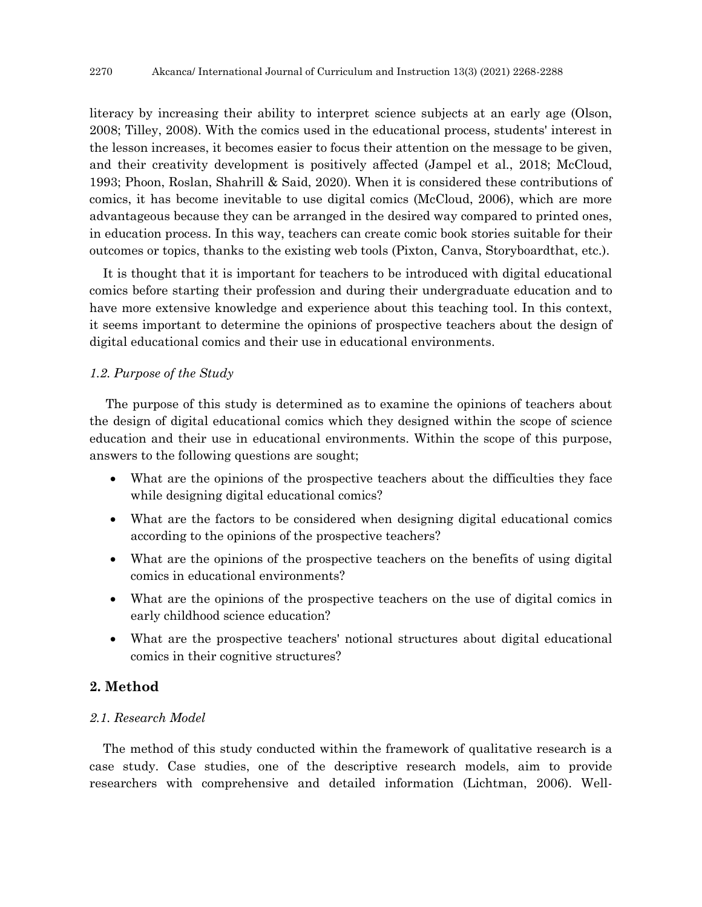literacy by increasing their ability to interpret science subjects at an early age (Olson, 2008; Tilley, 2008). With the comics used in the educational process, students' interest in the lesson increases, it becomes easier to focus their attention on the message to be given, and their creativity development is positively affected (Jampel et al., 2018; McCloud, 1993; Phoon, Roslan, Shahrill & Said, 2020). When it is considered these contributions of comics, it has become inevitable to use digital comics (McCloud, 2006), which are more advantageous because they can be arranged in the desired way compared to printed ones, in education process. In this way, teachers can create comic book stories suitable for their outcomes or topics, thanks to the existing web tools (Pixton, Canva, Storyboardthat, etc.).

It is thought that it is important for teachers to be introduced with digital educational comics before starting their profession and during their undergraduate education and to have more extensive knowledge and experience about this teaching tool. In this context, it seems important to determine the opinions of prospective teachers about the design of digital educational comics and their use in educational environments.

### *1.2. Purpose of the Study*

The purpose of this study is determined as to examine the opinions of teachers about the design of digital educational comics which they designed within the scope of science education and their use in educational environments. Within the scope of this purpose, answers to the following questions are sought;

- What are the opinions of the prospective teachers about the difficulties they face while designing digital educational comics?
- What are the factors to be considered when designing digital educational comics according to the opinions of the prospective teachers?
- What are the opinions of the prospective teachers on the benefits of using digital comics in educational environments?
- What are the opinions of the prospective teachers on the use of digital comics in early childhood science education?
- What are the prospective teachers' notional structures about digital educational comics in their cognitive structures?

## 2. Method

### *2.1. Research Model*

The method of this study conducted within the framework of qualitative research is a case study. Case studies, one of the descriptive research models, aim to provide researchers with comprehensive and detailed information (Lichtman, 2006). Well-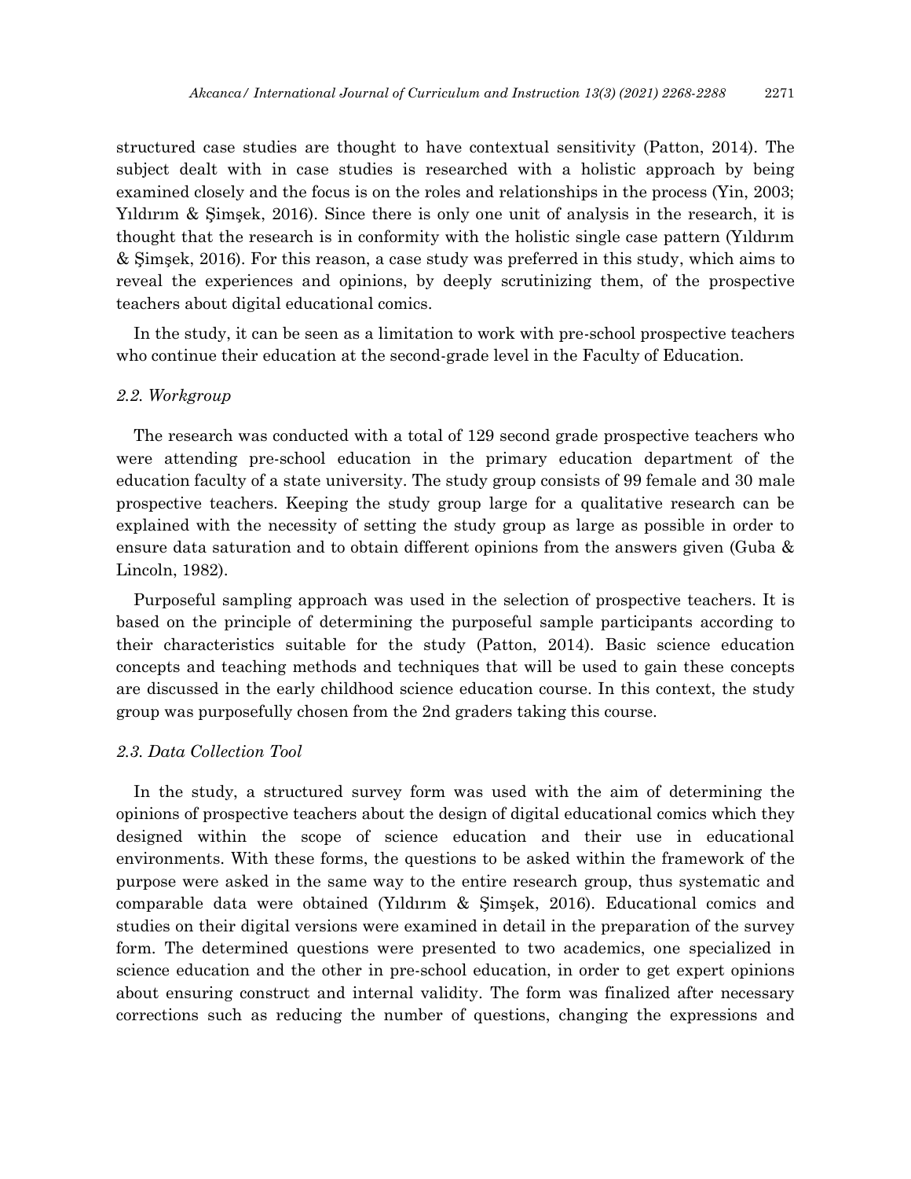structured case studies are thought to have contextual sensitivity (Patton, 2014). The subject dealt with in case studies is researched with a holistic approach by being examined closely and the focus is on the roles and relationships in the process (Yin, 2003; Yıldırım & Şimşek, 2016). Since there is only one unit of analysis in the research, it is thought that the research is in conformity with the holistic single case pattern (Yıldırım & Şimşek, 2016). For this reason, a case study was preferred in this study, which aims to reveal the experiences and opinions, by deeply scrutinizing them, of the prospective teachers about digital educational comics.

In the study, it can be seen as a limitation to work with pre-school prospective teachers who continue their education at the second-grade level in the Faculty of Education.

### *2.2. Workgroup*

The research was conducted with a total of 129 second grade prospective teachers who were attending pre-school education in the primary education department of the education faculty of a state university. The study group consists of 99 female and 30 male prospective teachers. Keeping the study group large for a qualitative research can be explained with the necessity of setting the study group as large as possible in order to ensure data saturation and to obtain different opinions from the answers given (Guba & Lincoln, 1982).

Purposeful sampling approach was used in the selection of prospective teachers. It is based on the principle of determining the purposeful sample participants according to their characteristics suitable for the study (Patton, 2014). Basic science education concepts and teaching methods and techniques that will be used to gain these concepts are discussed in the early childhood science education course. In this context, the study group was purposefully chosen from the 2nd graders taking this course.

### *2.3. Data Collection Tool*

In the study, a structured survey form was used with the aim of determining the opinions of prospective teachers about the design of digital educational comics which they designed within the scope of science education and their use in educational environments. With these forms, the questions to be asked within the framework of the purpose were asked in the same way to the entire research group, thus systematic and comparable data were obtained (Yıldırım & Şimşek, 2016). Educational comics and studies on their digital versions were examined in detail in the preparation of the survey form. The determined questions were presented to two academics, one specialized in science education and the other in pre-school education, in order to get expert opinions about ensuring construct and internal validity. The form was finalized after necessary corrections such as reducing the number of questions, changing the expressions and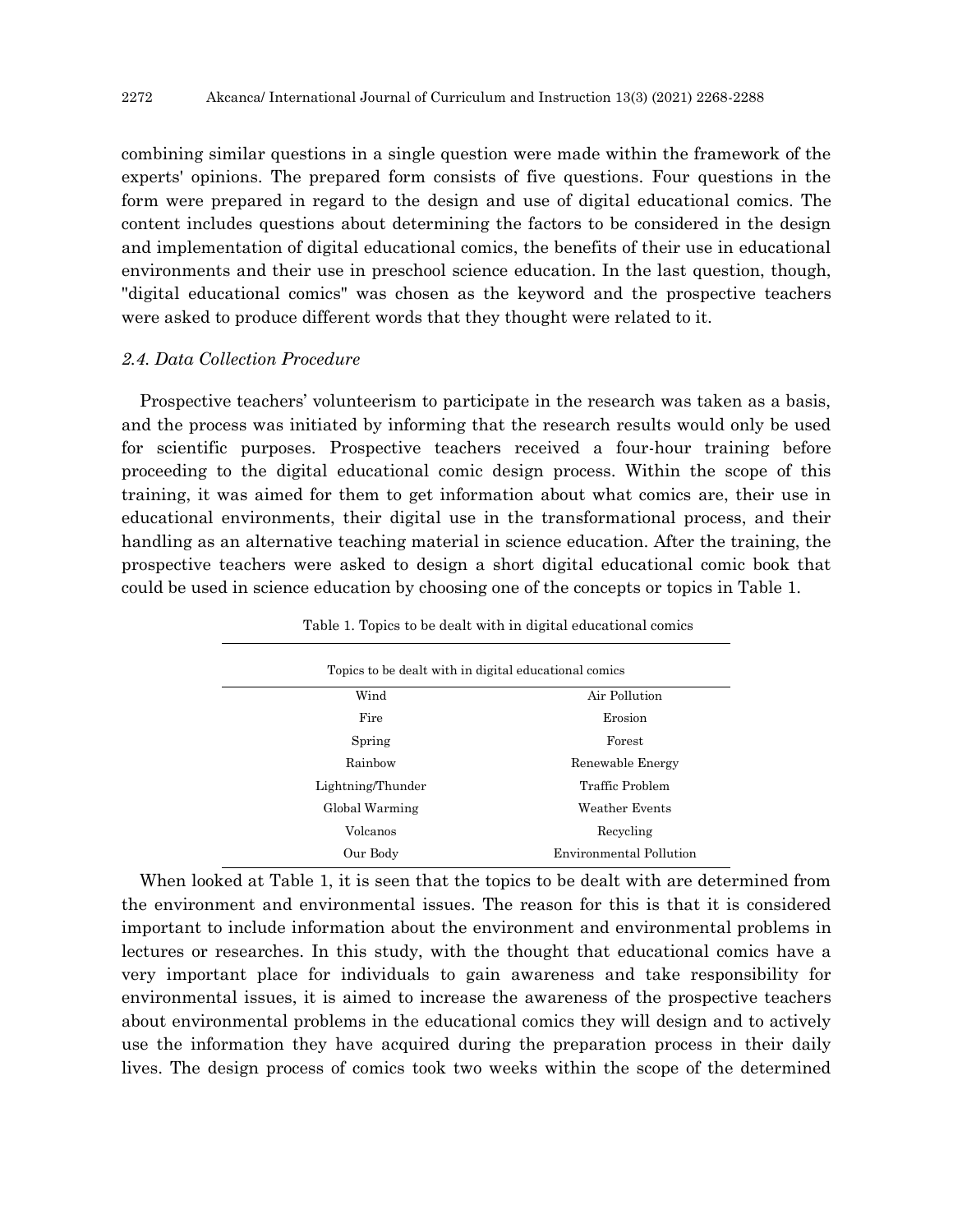combining similar questions in a single question were made within the framework of the experts' opinions. The prepared form consists of five questions. Four questions in the form were prepared in regard to the design and use of digital educational comics. The content includes questions about determining the factors to be considered in the design and implementation of digital educational comics, the benefits of their use in educational environments and their use in preschool science education. In the last question, though, "digital educational comics" was chosen as the keyword and the prospective teachers were asked to produce different words that they thought were related to it.

### *2.4. Data Collection Procedure*

Prospective teachers' volunteerism to participate in the research was taken as a basis, and the process was initiated by informing that the research results would only be used for scientific purposes. Prospective teachers received a four-hour training before proceeding to the digital educational comic design process. Within the scope of this training, it was aimed for them to get information about what comics are, their use in educational environments, their digital use in the transformational process, and their handling as an alternative teaching material in science education. After the training, the prospective teachers were asked to design a short digital educational comic book that could be used in science education by choosing one of the concepts or topics in Table 1.

Table 1. Topics to be dealt with in digital educational comics

| Topics to be dealt with in digital educational comics | |
|---|---|
| Wind | Air Pollution |
| Fire | Erosion |
| Spring | Forest |
| Rainbow | Renewable Energy |
| Lightning/Thunder | Traffic Problem |
| Global Warming | Weather Events |
| Volcanos | Recycling |
| Our Body | Environmental Pollution |

When looked at Table 1, it is seen that the topics to be dealt with are determined from the environment and environmental issues. The reason for this is that it is considered important to include information about the environment and environmental problems in lectures or researches. In this study, with the thought that educational comics have a very important place for individuals to gain awareness and take responsibility for environmental issues, it is aimed to increase the awareness of the prospective teachers about environmental problems in the educational comics they will design and to actively use the information they have acquired during the preparation process in their daily lives. The design process of comics took two weeks within the scope of the determined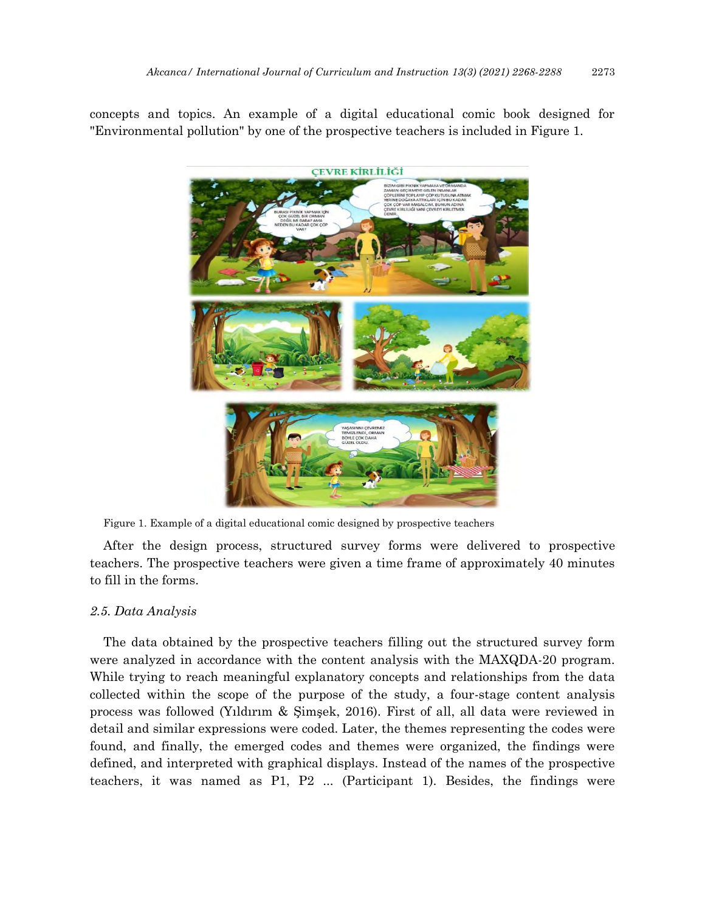concepts and topics. An example of a digital educational comic book designed for "Environmental pollution" by one of the prospective teachers is included in Figure 1.

Figure 1. Example of a digital educational comic designed by prospective teachers

After the design process, structured survey forms were delivered to prospective teachers. The prospective teachers were given a time frame of approximately 40 minutes to fill in the forms.

### *2.5. Data Analysis*

The data obtained by the prospective teachers filling out the structured survey form were analyzed in accordance with the content analysis with the MAXQDA-20 program. While trying to reach meaningful explanatory concepts and relationships from the data collected within the scope of the purpose of the study, a four-stage content analysis process was followed (Yıldırım & Şimşek, 2016). First of all, all data were reviewed in detail and similar expressions were coded. Later, the themes representing the codes were found, and finally, the emerged codes and themes were organized, the findings were defined, and interpreted with graphical displays. Instead of the names of the prospective teachers, it was named as P1, P2 ... (Participant 1). Besides, the findings were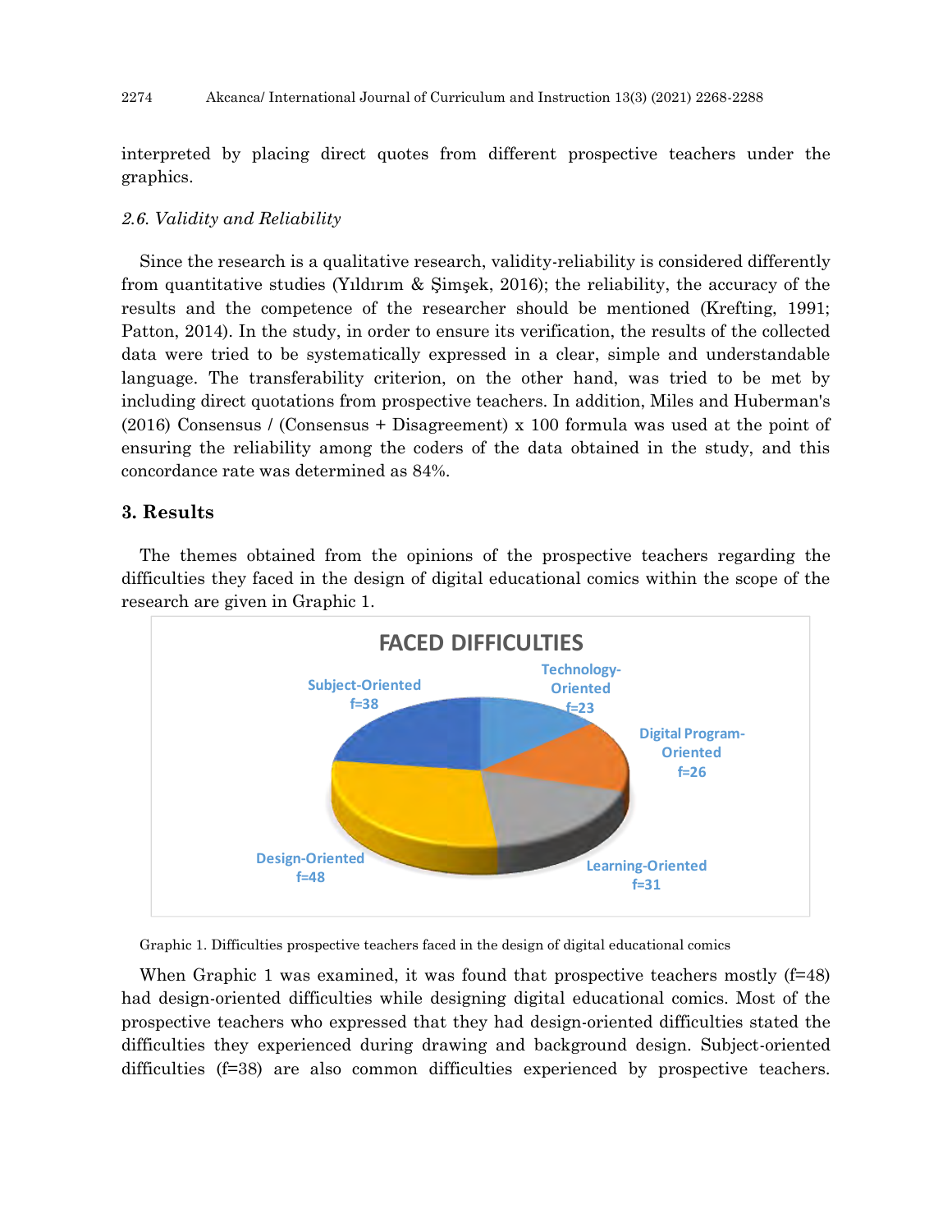interpreted by placing direct quotes from different prospective teachers under the graphics.

*2.6. Validity and Reliability*

Since the research is a qualitative research, validity-reliability is considered differently from quantitative studies (Yıldırım & Şimşek, 2016); the reliability, the accuracy of the results and the competence of the researcher should be mentioned (Krefting, 1991; Patton, 2014). In the study, in order to ensure its verification, the results of the collected data were tried to be systematically expressed in a clear, simple and understandable language. The transferability criterion, on the other hand, was tried to be met by including direct quotations from prospective teachers. In addition, Miles and Huberman's (2016) Consensus / (Consensus + Disagreement) x 100 formula was used at the point of ensuring the reliability among the coders of the data obtained in the study, and this concordance rate was determined as 84%.

## 3. Results

The themes obtained from the opinions of the prospective teachers regarding the difficulties they faced in the design of digital educational comics within the scope of the research are given in Graphic 1.

**FACED DIFFICULTIES**

- Subject-Oriented f=38
- Technology-Oriented f=23
- Digital Program-Oriented f=26
- Learning-Oriented f=31
- Design-Oriented f=48

Graphic 1. Difficulties prospective teachers faced in the design of digital educational comics

When Graphic 1 was examined, it was found that prospective teachers mostly (f=48) had design-oriented difficulties while designing digital educational comics. Most of the prospective teachers who expressed that they had design-oriented difficulties stated the difficulties they experienced during drawing and background design. Subject-oriented difficulties (f=38) are also common difficulties experienced by prospective teachers.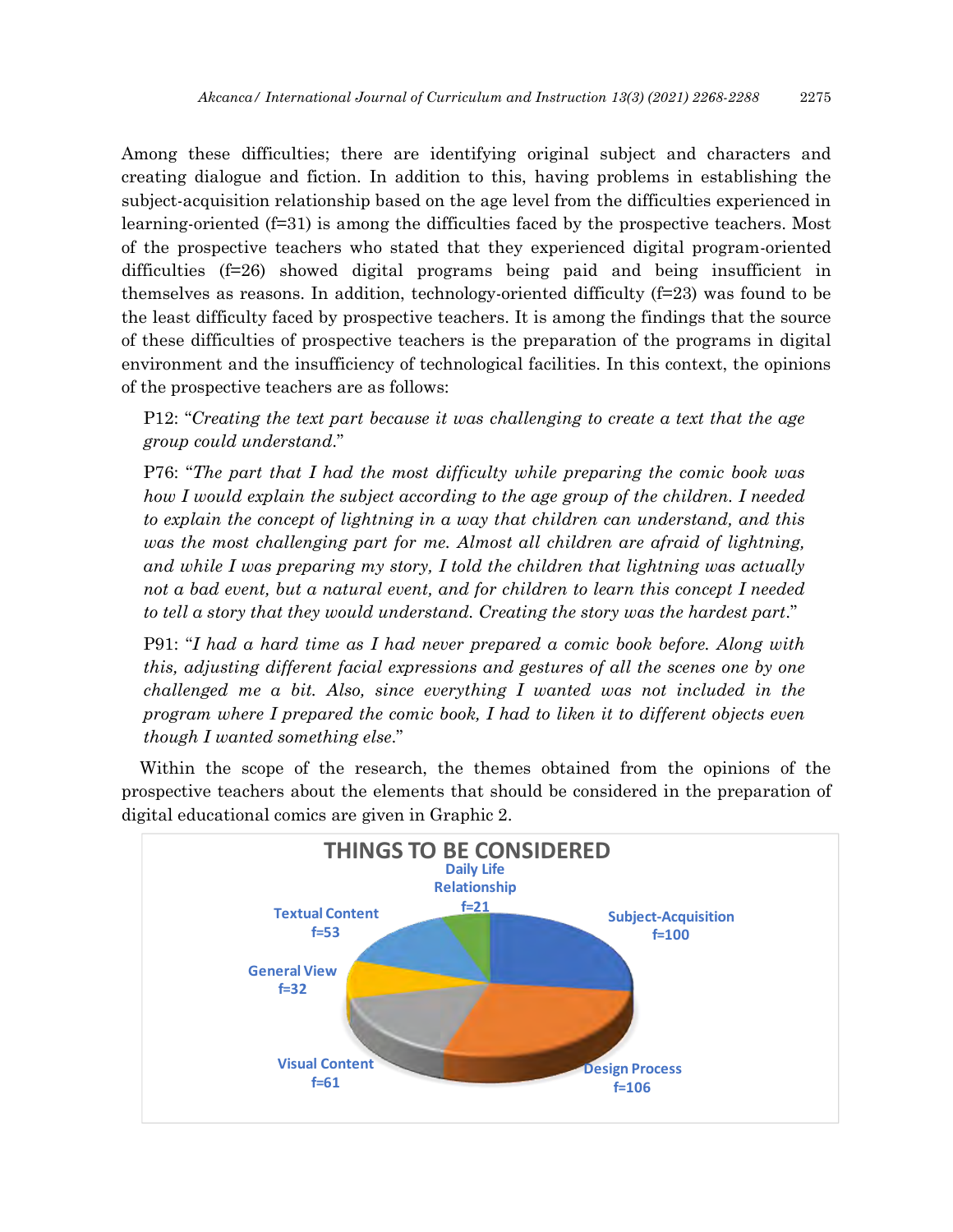Among these difficulties; there are identifying original subject and characters and creating dialogue and fiction. In addition to this, having problems in establishing the subject-acquisition relationship based on the age level from the difficulties experienced in learning-oriented (f=31) is among the difficulties faced by the prospective teachers. Most of the prospective teachers who stated that they experienced digital program-oriented difficulties (f=26) showed digital programs being paid and being insufficient in themselves as reasons. In addition, technology-oriented difficulty (f=23) was found to be the least difficulty faced by prospective teachers. It is among the findings that the source of these difficulties of prospective teachers is the preparation of the programs in digital environment and the insufficiency of technological facilities. In this context, the opinions of the prospective teachers are as follows:

> P12: "*Creating the text part because it was challenging to create a text that the age group could understand.*"

> P76: "*The part that I had the most difficulty while preparing the comic book was how I would explain the subject according to the age group of the children. I needed to explain the concept of lightning in a way that children can understand, and this was the most challenging part for me. Almost all children are afraid of lightning, and while I was preparing my story, I told the children that lightning was actually not a bad event, but a natural event, and for children to learn this concept I needed to tell a story that they would understand. Creating the story was the hardest part.*"

> P91: "*I had a hard time as I had never prepared a comic book before. Along with this, adjusting different facial expressions and gestures of all the scenes one by one challenged me a bit. Also, since everything I wanted was not included in the program where I prepared the comic book, I had to liken it to different objects even though I wanted something else.*"

Within the scope of the research, the themes obtained from the opinions of the prospective teachers about the elements that should be considered in the preparation of digital educational comics are given in Graphic 2.

**THINGS TO BE CONSIDERED**

- Subject-Acquisition f=100
- Design Process f=106
- Visual Content f=61
- General View f=32
- Textual Content f=53
- Daily Life Relationship f=21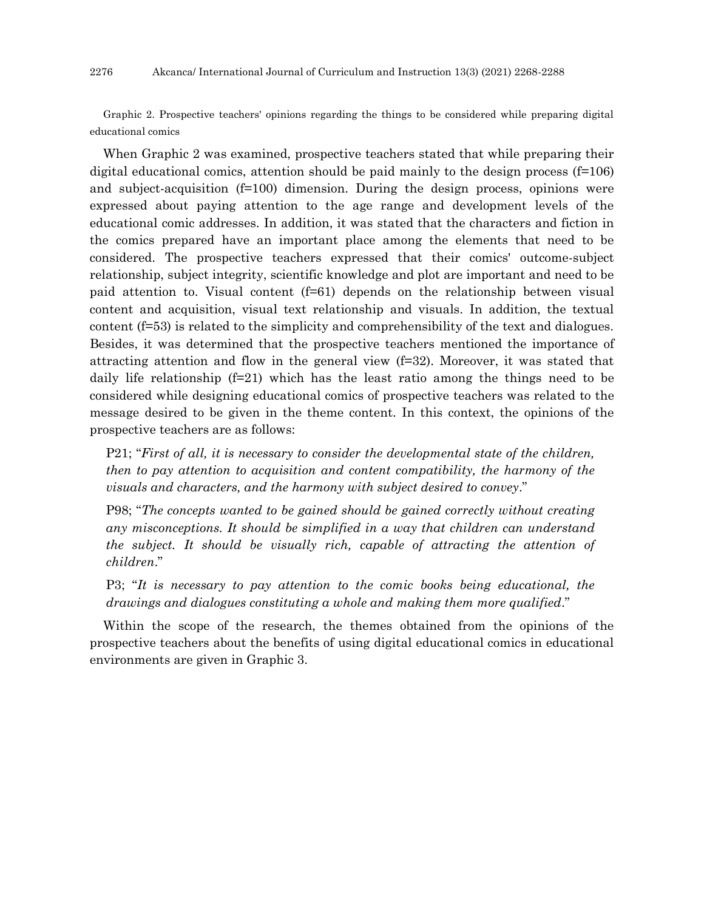Graphic 2. Prospective teachers' opinions regarding the things to be considered while preparing digital educational comics

When Graphic 2 was examined, prospective teachers stated that while preparing their digital educational comics, attention should be paid mainly to the design process (f=106) and subject-acquisition (f=100) dimension. During the design process, opinions were expressed about paying attention to the age range and development levels of the educational comic addresses. In addition, it was stated that the characters and fiction in the comics prepared have an important place among the elements that need to be considered. The prospective teachers expressed that their comics' outcome-subject relationship, subject integrity, scientific knowledge and plot are important and need to be paid attention to. Visual content (f=61) depends on the relationship between visual content and acquisition, visual text relationship and visuals. In addition, the textual content (f=53) is related to the simplicity and comprehensibility of the text and dialogues. Besides, it was determined that the prospective teachers mentioned the importance of attracting attention and flow in the general view (f=32). Moreover, it was stated that daily life relationship (f=21) which has the least ratio among the things need to be considered while designing educational comics of prospective teachers was related to the message desired to be given in the theme content. In this context, the opinions of the prospective teachers are as follows:

> P21; "*First of all, it is necessary to consider the developmental state of the children, then to pay attention to acquisition and content compatibility, the harmony of the visuals and characters, and the harmony with subject desired to convey*."

> P98; "*The concepts wanted to be gained should be gained correctly without creating any misconceptions. It should be simplified in a way that children can understand the subject. It should be visually rich, capable of attracting the attention of children*."

> P3; "*It is necessary to pay attention to the comic books being educational, the drawings and dialogues constituting a whole and making them more qualified*."

Within the scope of the research, the themes obtained from the opinions of the prospective teachers about the benefits of using digital educational comics in educational environments are given in Graphic 3.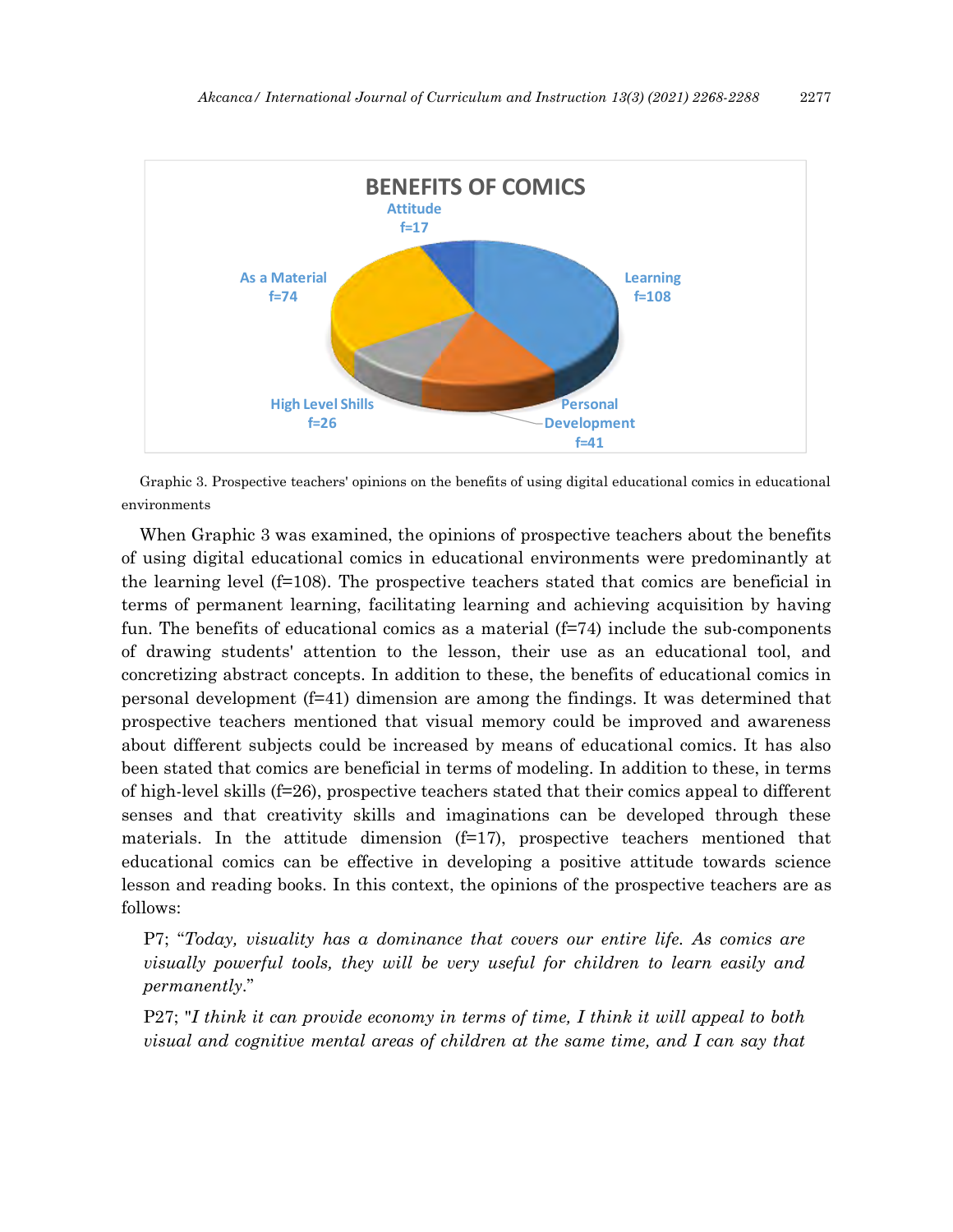**BENEFITS OF COMICS**

Attitude f=17

Learning f=108

As a Material f=74

High Level Shills f=26

Personal Development f=41

Graphic 3. Prospective teachers' opinions on the benefits of using digital educational comics in educational environments

When Graphic 3 was examined, the opinions of prospective teachers about the benefits of using digital educational comics in educational environments were predominantly at the learning level (f=108). The prospective teachers stated that comics are beneficial in terms of permanent learning, facilitating learning and achieving acquisition by having fun. The benefits of educational comics as a material (f=74) include the sub-components of drawing students' attention to the lesson, their use as an educational tool, and concretizing abstract concepts. In addition to these, the benefits of educational comics in personal development (f=41) dimension are among the findings. It was determined that prospective teachers mentioned that visual memory could be improved and awareness about different subjects could be increased by means of educational comics. It has also been stated that comics are beneficial in terms of modeling. In addition to these, in terms of high-level skills (f=26), prospective teachers stated that their comics appeal to different senses and that creativity skills and imaginations can be developed through these materials. In the attitude dimension (f=17), prospective teachers mentioned that educational comics can be effective in developing a positive attitude towards science lesson and reading books. In this context, the opinions of the prospective teachers are as follows:

> P7; "*Today, visuality has a dominance that covers our entire life. As comics are visually powerful tools, they will be very useful for children to learn easily and permanently.*"

> P27; "*I think it can provide economy in terms of time, I think it will appeal to both visual and cognitive mental areas of children at the same time, and I can say that*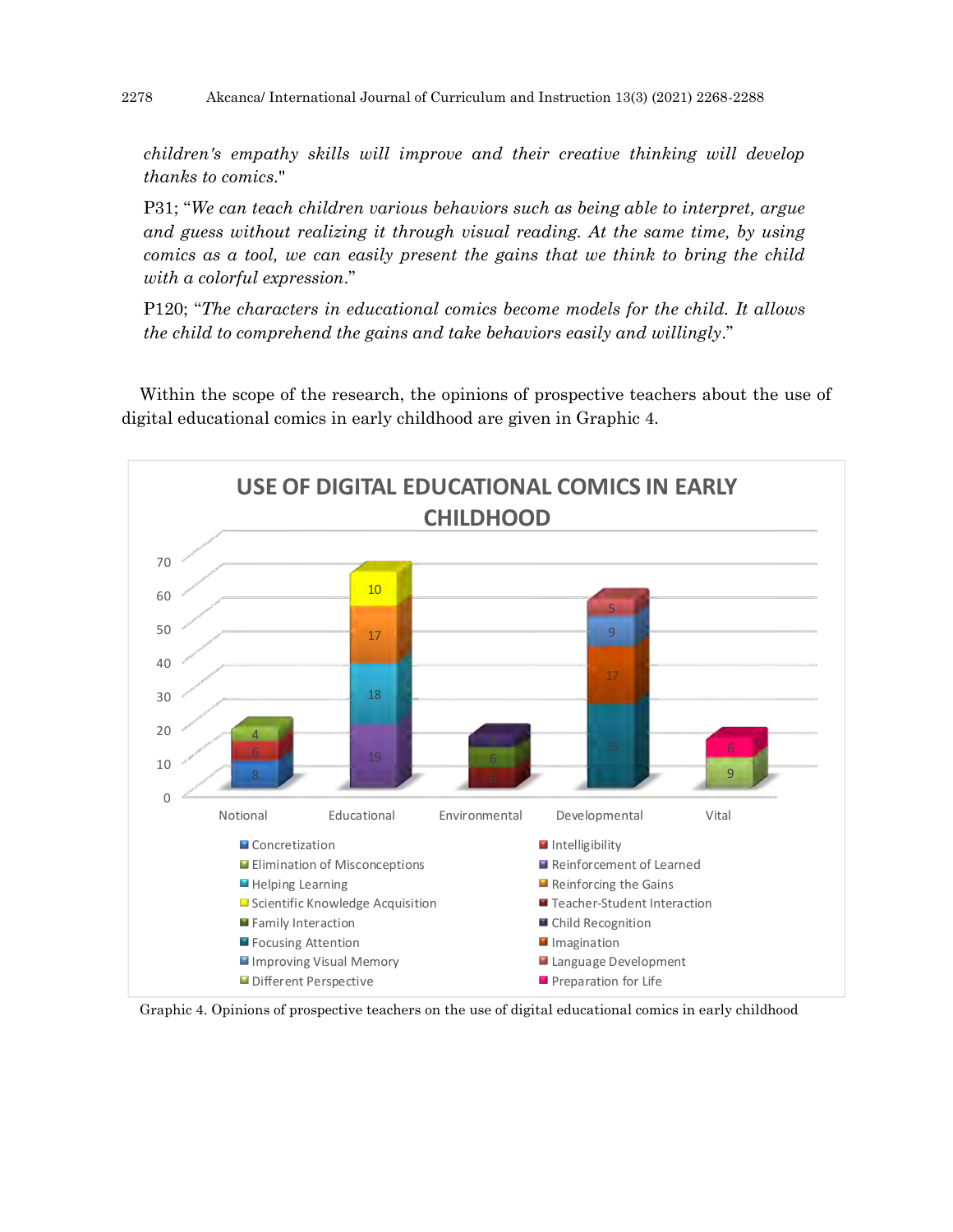*children's empathy skills will improve and their creative thinking will develop thanks to comics."*

P31; "*We can teach children various behaviors such as being able to interpret, argue and guess without realizing it through visual reading. At the same time, by using comics as a tool, we can easily present the gains that we think to bring the child with a colorful expression.*"

P120; "*The characters in educational comics become models for the child. It allows the child to comprehend the gains and take behaviors easily and willingly.*"

Within the scope of the research, the opinions of prospective teachers about the use of digital educational comics in early childhood are given in Graphic 4.

Graphic 4. Opinions of prospective teachers on the use of digital educational comics in early childhood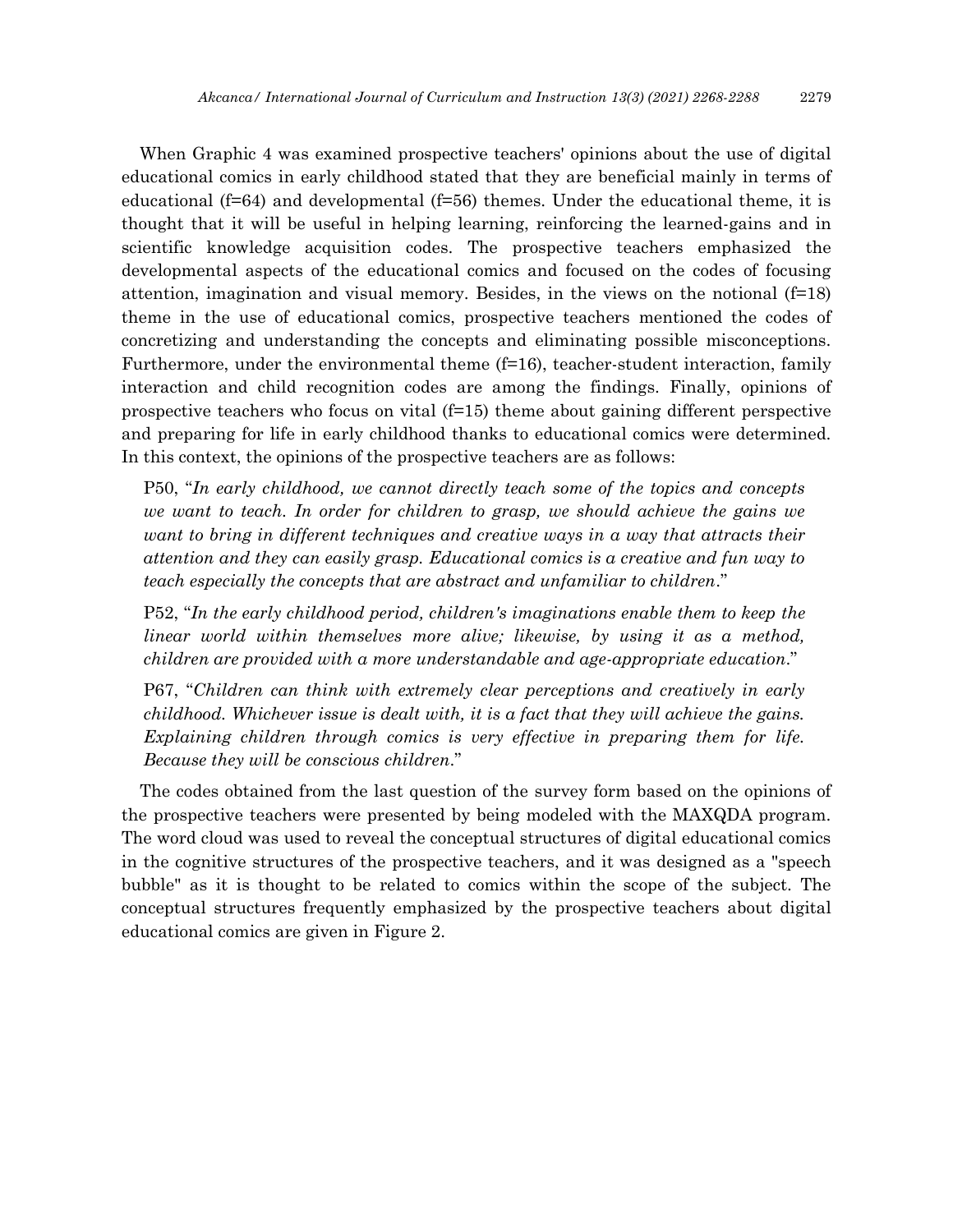When Graphic 4 was examined prospective teachers' opinions about the use of digital educational comics in early childhood stated that they are beneficial mainly in terms of educational (f=64) and developmental (f=56) themes. Under the educational theme, it is thought that it will be useful in helping learning, reinforcing the learned-gains and in scientific knowledge acquisition codes. The prospective teachers emphasized the developmental aspects of the educational comics and focused on the codes of focusing attention, imagination and visual memory. Besides, in the views on the notional (f=18) theme in the use of educational comics, prospective teachers mentioned the codes of concretizing and understanding the concepts and eliminating possible misconceptions. Furthermore, under the environmental theme (f=16), teacher-student interaction, family interaction and child recognition codes are among the findings. Finally, opinions of prospective teachers who focus on vital (f=15) theme about gaining different perspective and preparing for life in early childhood thanks to educational comics were determined. In this context, the opinions of the prospective teachers are as follows:

> P50, "*In early childhood, we cannot directly teach some of the topics and concepts we want to teach. In order for children to grasp, we should achieve the gains we want to bring in different techniques and creative ways in a way that attracts their attention and they can easily grasp. Educational comics is a creative and fun way to teach especially the concepts that are abstract and unfamiliar to children.*"

> P52, "*In the early childhood period, children's imaginations enable them to keep the linear world within themselves more alive; likewise, by using it as a method, children are provided with a more understandable and age-appropriate education.*"

> P67, "*Children can think with extremely clear perceptions and creatively in early childhood. Whichever issue is dealt with, it is a fact that they will achieve the gains. Explaining children through comics is very effective in preparing them for life. Because they will be conscious children.*"

The codes obtained from the last question of the survey form based on the opinions of the prospective teachers were presented by being modeled with the MAXQDA program. The word cloud was used to reveal the conceptual structures of digital educational comics in the cognitive structures of the prospective teachers, and it was designed as a "speech bubble" as it is thought to be related to comics within the scope of the subject. The conceptual structures frequently emphasized by the prospective teachers about digital educational comics are given in Figure 2.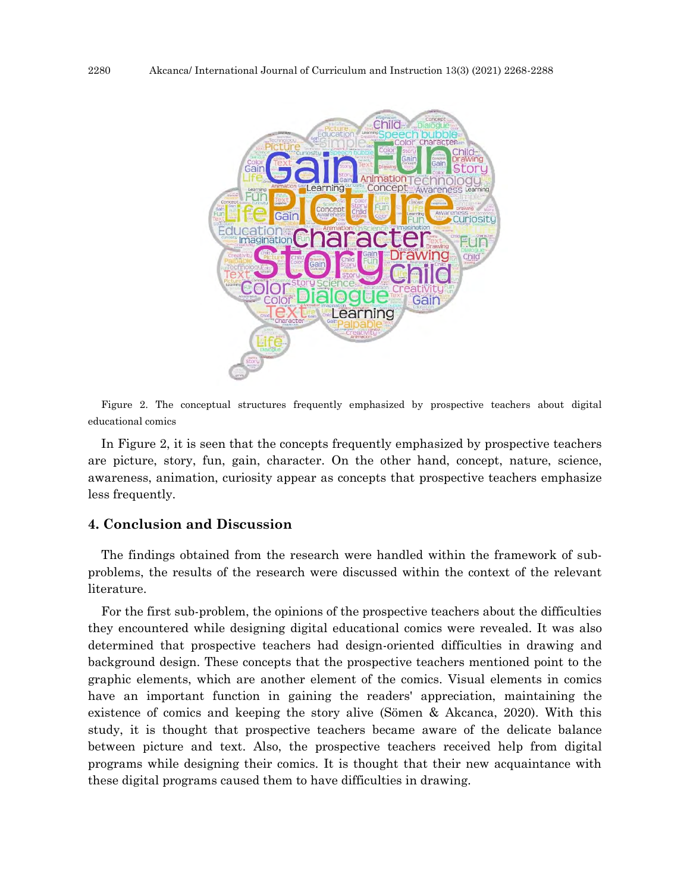Figure 2. The conceptual structures frequently emphasized by prospective teachers about digital educational comics

In Figure 2, it is seen that the concepts frequently emphasized by prospective teachers are picture, story, fun, gain, character. On the other hand, concept, nature, science, awareness, animation, curiosity appear as concepts that prospective teachers emphasize less frequently.

## 4. Conclusion and Discussion

The findings obtained from the research were handled within the framework of sub-problems, the results of the research were discussed within the context of the relevant literature.

For the first sub-problem, the opinions of the prospective teachers about the difficulties they encountered while designing digital educational comics were revealed. It was also determined that prospective teachers had design-oriented difficulties in drawing and background design. These concepts that the prospective teachers mentioned point to the graphic elements, which are another element of the comics. Visual elements in comics have an important function in gaining the readers' appreciation, maintaining the existence of comics and keeping the story alive (Sömen & Akcanca, 2020). With this study, it is thought that prospective teachers became aware of the delicate balance between picture and text. Also, the prospective teachers received help from digital programs while designing their comics. It is thought that their new acquaintance with these digital programs caused them to have difficulties in drawing.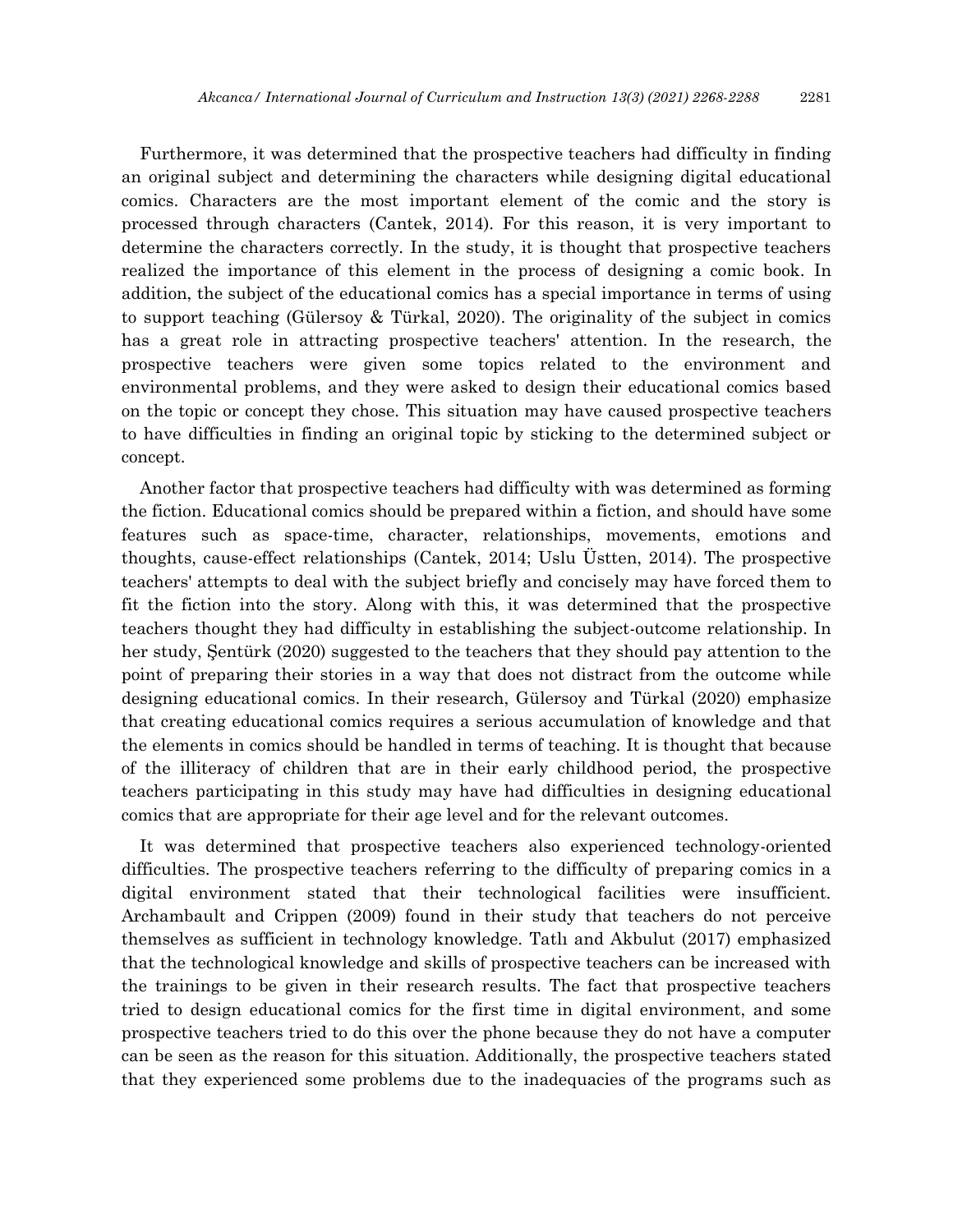Furthermore, it was determined that the prospective teachers had difficulty in finding an original subject and determining the characters while designing digital educational comics. Characters are the most important element of the comic and the story is processed through characters (Cantek, 2014). For this reason, it is very important to determine the characters correctly. In the study, it is thought that prospective teachers realized the importance of this element in the process of designing a comic book. In addition, the subject of the educational comics has a special importance in terms of using to support teaching (Gülersoy & Türkal, 2020). The originality of the subject in comics has a great role in attracting prospective teachers' attention. In the research, the prospective teachers were given some topics related to the environment and environmental problems, and they were asked to design their educational comics based on the topic or concept they chose. This situation may have caused prospective teachers to have difficulties in finding an original topic by sticking to the determined subject or concept.

Another factor that prospective teachers had difficulty with was determined as forming the fiction. Educational comics should be prepared within a fiction, and should have some features such as space-time, character, relationships, movements, emotions and thoughts, cause-effect relationships (Cantek, 2014; Uslu Üstten, 2014). The prospective teachers' attempts to deal with the subject briefly and concisely may have forced them to fit the fiction into the story. Along with this, it was determined that the prospective teachers thought they had difficulty in establishing the subject-outcome relationship. In her study, Şentürk (2020) suggested to the teachers that they should pay attention to the point of preparing their stories in a way that does not distract from the outcome while designing educational comics. In their research, Gülersoy and Türkal (2020) emphasize that creating educational comics requires a serious accumulation of knowledge and that the elements in comics should be handled in terms of teaching. It is thought that because of the illiteracy of children that are in their early childhood period, the prospective teachers participating in this study may have had difficulties in designing educational comics that are appropriate for their age level and for the relevant outcomes.

It was determined that prospective teachers also experienced technology-oriented difficulties. The prospective teachers referring to the difficulty of preparing comics in a digital environment stated that their technological facilities were insufficient. Archambault and Crippen (2009) found in their study that teachers do not perceive themselves as sufficient in technology knowledge. Tatlı and Akbulut (2017) emphasized that the technological knowledge and skills of prospective teachers can be increased with the trainings to be given in their research results. The fact that prospective teachers tried to design educational comics for the first time in digital environment, and some prospective teachers tried to do this over the phone because they do not have a computer can be seen as the reason for this situation. Additionally, the prospective teachers stated that they experienced some problems due to the inadequacies of the programs such as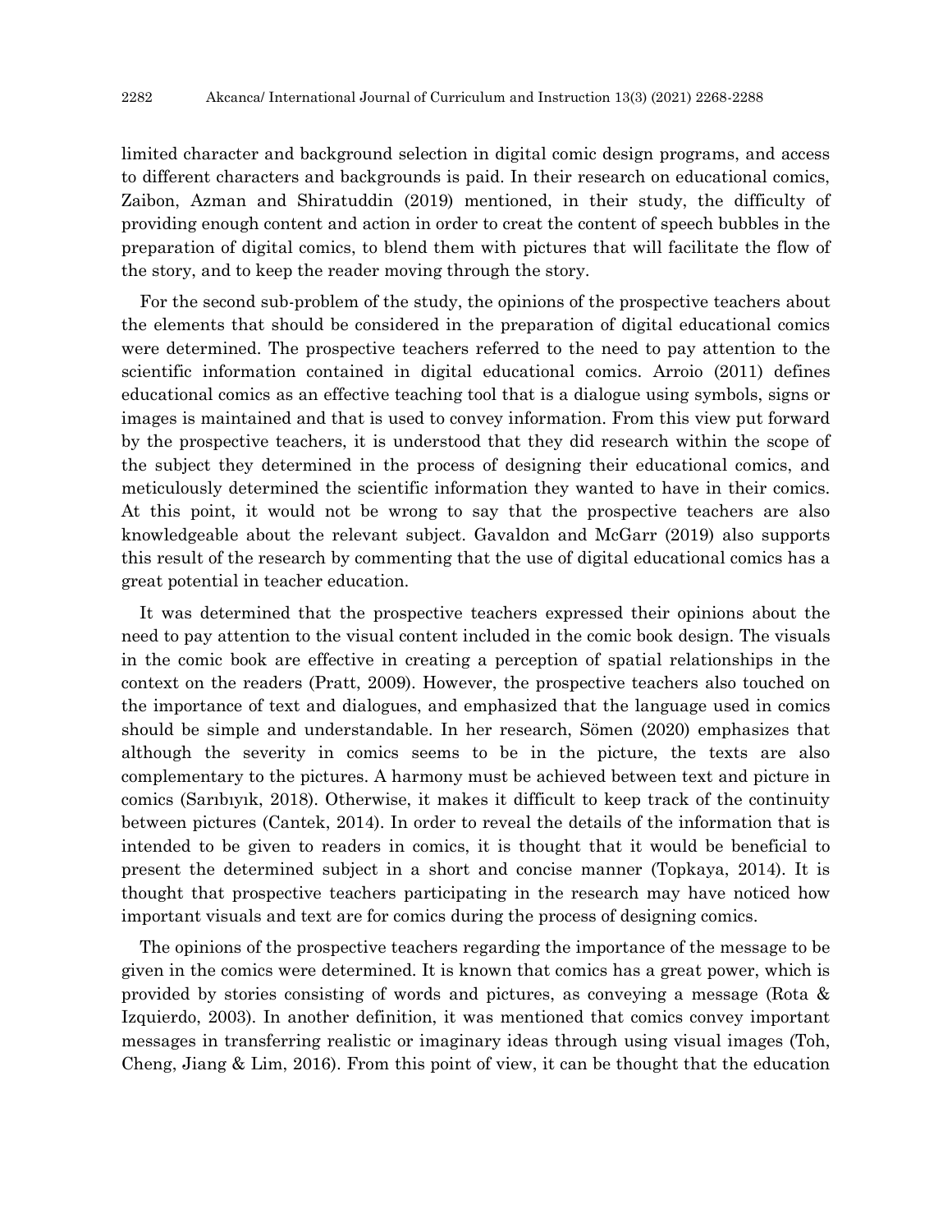limited character and background selection in digital comic design programs, and access to different characters and backgrounds is paid. In their research on educational comics, Zaibon, Azman and Shiratuddin (2019) mentioned, in their study, the difficulty of providing enough content and action in order to creat the content of speech bubbles in the preparation of digital comics, to blend them with pictures that will facilitate the flow of the story, and to keep the reader moving through the story.

For the second sub-problem of the study, the opinions of the prospective teachers about the elements that should be considered in the preparation of digital educational comics were determined. The prospective teachers referred to the need to pay attention to the scientific information contained in digital educational comics. Arroio (2011) defines educational comics as an effective teaching tool that is a dialogue using symbols, signs or images is maintained and that is used to convey information. From this view put forward by the prospective teachers, it is understood that they did research within the scope of the subject they determined in the process of designing their educational comics, and meticulously determined the scientific information they wanted to have in their comics. At this point, it would not be wrong to say that the prospective teachers are also knowledgeable about the relevant subject. Gavaldon and McGarr (2019) also supports this result of the research by commenting that the use of digital educational comics has a great potential in teacher education.

It was determined that the prospective teachers expressed their opinions about the need to pay attention to the visual content included in the comic book design. The visuals in the comic book are effective in creating a perception of spatial relationships in the context on the readers (Pratt, 2009). However, the prospective teachers also touched on the importance of text and dialogues, and emphasized that the language used in comics should be simple and understandable. In her research, Sömen (2020) emphasizes that although the severity in comics seems to be in the picture, the texts are also complementary to the pictures. A harmony must be achieved between text and picture in comics (Sarıbıyık, 2018). Otherwise, it makes it difficult to keep track of the continuity between pictures (Cantek, 2014). In order to reveal the details of the information that is intended to be given to readers in comics, it is thought that it would be beneficial to present the determined subject in a short and concise manner (Topkaya, 2014). It is thought that prospective teachers participating in the research may have noticed how important visuals and text are for comics during the process of designing comics.

The opinions of the prospective teachers regarding the importance of the message to be given in the comics were determined. It is known that comics has a great power, which is provided by stories consisting of words and pictures, as conveying a message (Rota & Izquierdo, 2003). In another definition, it was mentioned that comics convey important messages in transferring realistic or imaginary ideas through using visual images (Toh, Cheng, Jiang & Lim, 2016). From this point of view, it can be thought that the education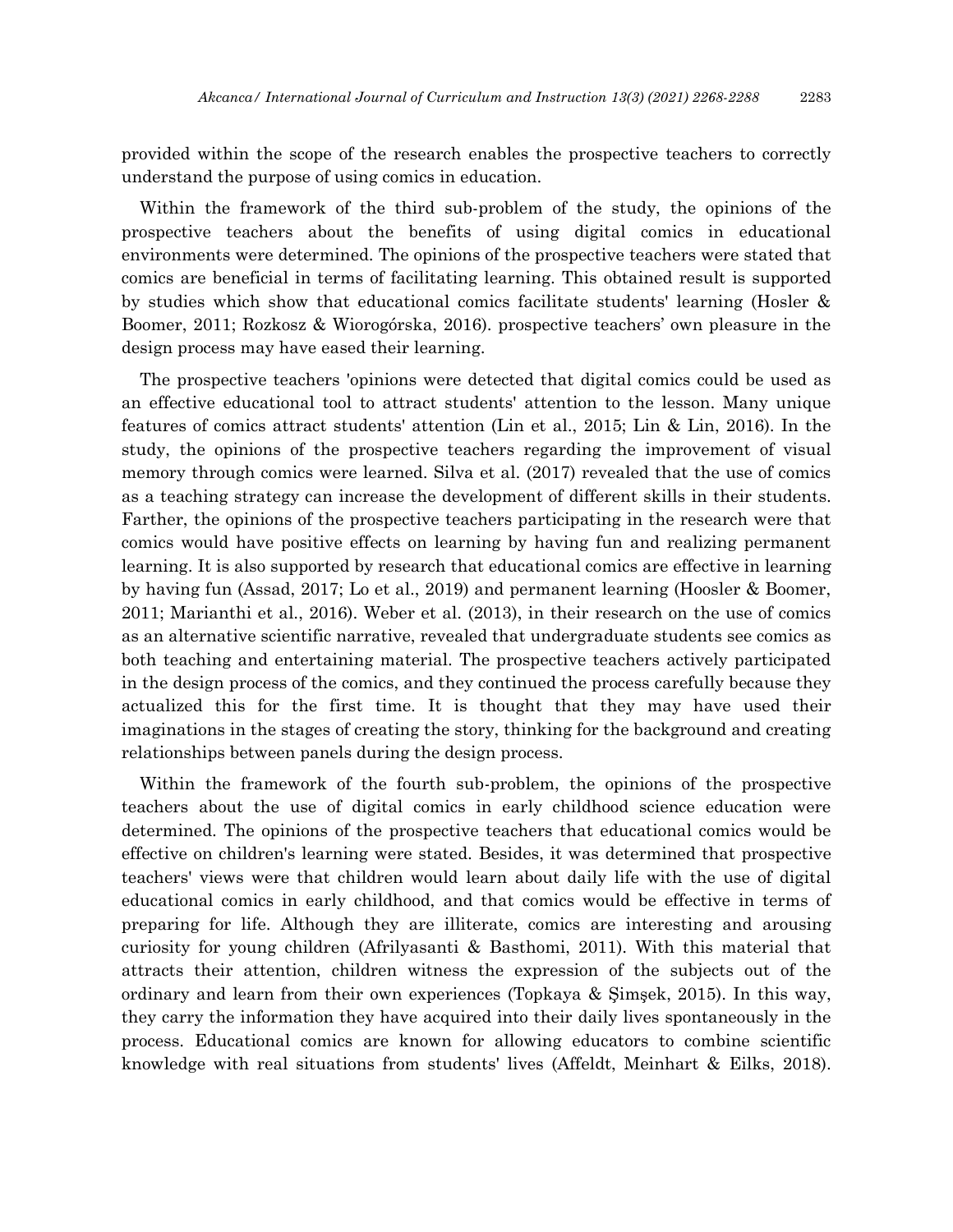provided within the scope of the research enables the prospective teachers to correctly understand the purpose of using comics in education.

Within the framework of the third sub-problem of the study, the opinions of the prospective teachers about the benefits of using digital comics in educational environments were determined. The opinions of the prospective teachers were stated that comics are beneficial in terms of facilitating learning. This obtained result is supported by studies which show that educational comics facilitate students' learning (Hosler & Boomer, 2011; Rozkosz & Wiorogórska, 2016). prospective teachers' own pleasure in the design process may have eased their learning.

The prospective teachers 'opinions were detected that digital comics could be used as an effective educational tool to attract students' attention to the lesson. Many unique features of comics attract students' attention (Lin et al., 2015; Lin & Lin, 2016). In the study, the opinions of the prospective teachers regarding the improvement of visual memory through comics were learned. Silva et al. (2017) revealed that the use of comics as a teaching strategy can increase the development of different skills in their students. Farther, the opinions of the prospective teachers participating in the research were that comics would have positive effects on learning by having fun and realizing permanent learning. It is also supported by research that educational comics are effective in learning by having fun (Assad, 2017; Lo et al., 2019) and permanent learning (Hoosler & Boomer, 2011; Marianthi et al., 2016). Weber et al. (2013), in their research on the use of comics as an alternative scientific narrative, revealed that undergraduate students see comics as both teaching and entertaining material. The prospective teachers actively participated in the design process of the comics, and they continued the process carefully because they actualized this for the first time. It is thought that they may have used their imaginations in the stages of creating the story, thinking for the background and creating relationships between panels during the design process.

Within the framework of the fourth sub-problem, the opinions of the prospective teachers about the use of digital comics in early childhood science education were determined. The opinions of the prospective teachers that educational comics would be effective on children's learning were stated. Besides, it was determined that prospective teachers' views were that children would learn about daily life with the use of digital educational comics in early childhood, and that comics would be effective in terms of preparing for life. Although they are illiterate, comics are interesting and arousing curiosity for young children (Afrilyasanti & Basthomi, 2011). With this material that attracts their attention, children witness the expression of the subjects out of the ordinary and learn from their own experiences (Topkaya & Şimşek, 2015). In this way, they carry the information they have acquired into their daily lives spontaneously in the process. Educational comics are known for allowing educators to combine scientific knowledge with real situations from students' lives (Affeldt, Meinhart & Eilks, 2018).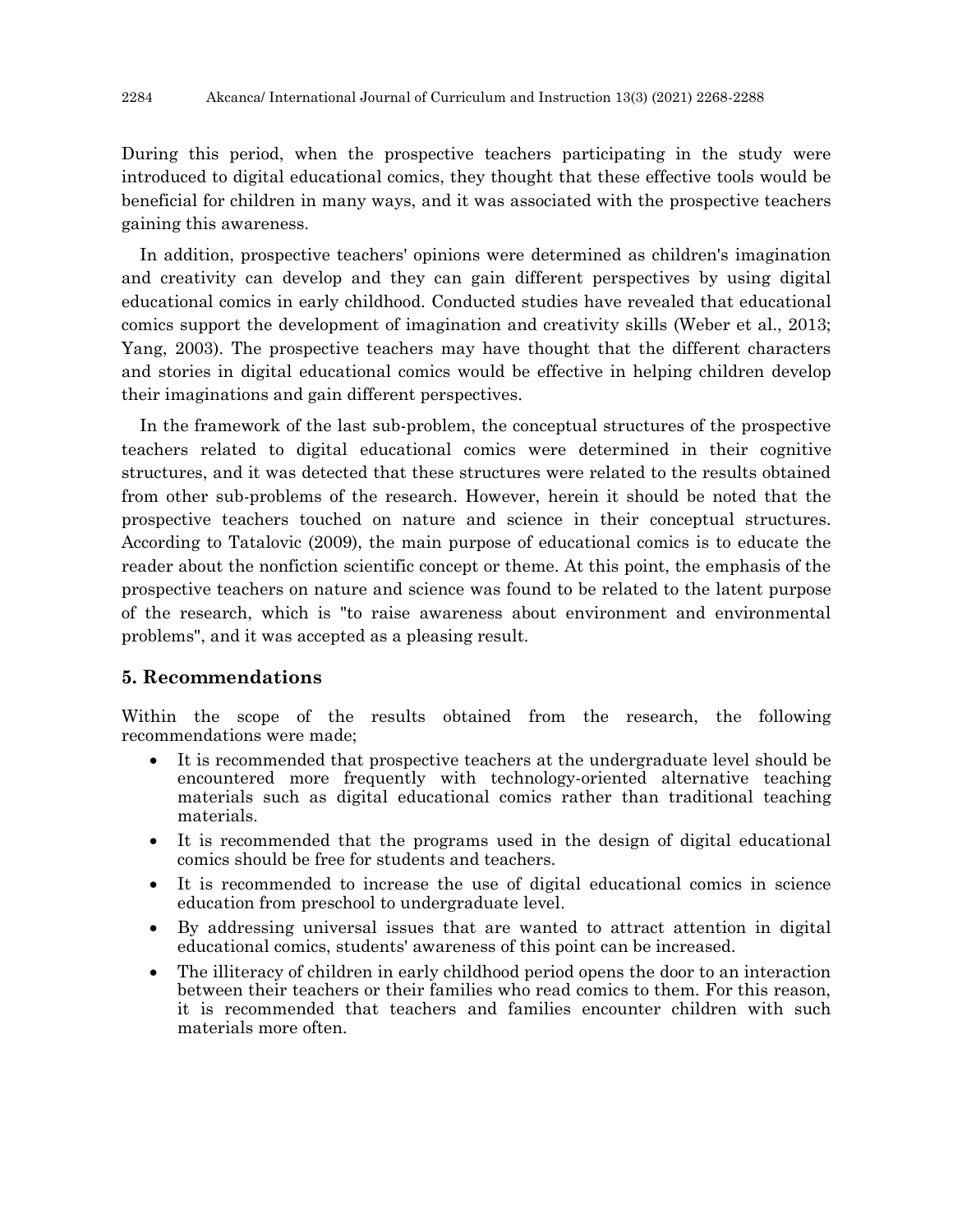During this period, when the prospective teachers participating in the study were introduced to digital educational comics, they thought that these effective tools would be beneficial for children in many ways, and it was associated with the prospective teachers gaining this awareness.

In addition, prospective teachers' opinions were determined as children's imagination and creativity can develop and they can gain different perspectives by using digital educational comics in early childhood. Conducted studies have revealed that educational comics support the development of imagination and creativity skills (Weber et al., 2013; Yang, 2003). The prospective teachers may have thought that the different characters and stories in digital educational comics would be effective in helping children develop their imaginations and gain different perspectives.

In the framework of the last sub-problem, the conceptual structures of the prospective teachers related to digital educational comics were determined in their cognitive structures, and it was detected that these structures were related to the results obtained from other sub-problems of the research. However, herein it should be noted that the prospective teachers touched on nature and science in their conceptual structures. According to Tatalovic (2009), the main purpose of educational comics is to educate the reader about the nonfiction scientific concept or theme. At this point, the emphasis of the prospective teachers on nature and science was found to be related to the latent purpose of the research, which is "to raise awareness about environment and environmental problems", and it was accepted as a pleasing result.

## 5. Recommendations

Within the scope of the results obtained from the research, the following recommendations were made;

- It is recommended that prospective teachers at the undergraduate level should be encountered more frequently with technology-oriented alternative teaching materials such as digital educational comics rather than traditional teaching materials.
- It is recommended that the programs used in the design of digital educational comics should be free for students and teachers.
- It is recommended to increase the use of digital educational comics in science education from preschool to undergraduate level.
- By addressing universal issues that are wanted to attract attention in digital educational comics, students' awareness of this point can be increased.
- The illiteracy of children in early childhood period opens the door to an interaction between their teachers or their families who read comics to them. For this reason, it is recommended that teachers and families encounter children with such materials more often.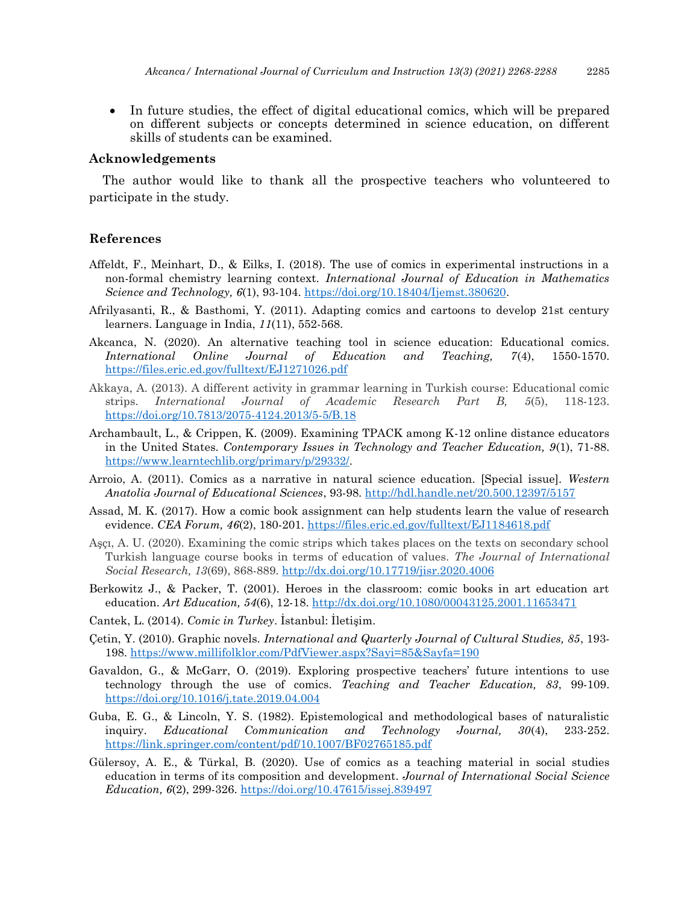- In future studies, the effect of digital educational comics, which will be prepared on different subjects or concepts determined in science education, on different skills of students can be examined.

### Acknowledgements

The author would like to thank all the prospective teachers who volunteered to participate in the study.

### References

Affeldt, F., Meinhart, D., & Eilks, I. (2018). The use of comics in experimental instructions in a non-formal chemistry learning context. *International Journal of Education in Mathematics Science and Technology, 6*(1), 93-104. https://doi.org/10.18404/Ijemst.380620.

Afrilyasanti, R., & Basthomi, Y. (2011). Adapting comics and cartoons to develop 21st century learners. Language in India, *11*(11), 552-568.

Akcanca, N. (2020). An alternative teaching tool in science education: Educational comics. *International Online Journal of Education and Teaching, 7*(4), 1550-1570. https://files.eric.ed.gov/fulltext/EJ1271026.pdf

Akkaya, A. (2013). A different activity in grammar learning in Turkish course: Educational comic strips. *International Journal of Academic Research Part B, 5*(5), 118-123. https://doi.org/10.7813/2075-4124.2013/5-5/B.18

Archambault, L., & Crippen, K. (2009). Examining TPACK among K-12 online distance educators in the United States. *Contemporary Issues in Technology and Teacher Education, 9*(1), 71-88. https://www.learntechlib.org/primary/p/29332/.

Arroio, A. (2011). Comics as a narrative in natural science education. [Special issue]. *Western Anatolia Journal of Educational Sciences*, 93-98. http://hdl.handle.net/20.500.12397/5157

Assad, M. K. (2017). How a comic book assignment can help students learn the value of research evidence. *CEA Forum, 46*(2), 180-201. https://files.eric.ed.gov/fulltext/EJ1184618.pdf

Aşçı, A. U. (2020). Examining the comic strips which takes places on the texts on secondary school Turkish language course books in terms of education of values. *The Journal of International Social Research, 13*(69), 868-889. http://dx.doi.org/10.17719/jisr.2020.4006

Berkowitz J., & Packer, T. (2001). Heroes in the classroom: comic books in art education art education. *Art Education, 54*(6), 12-18. http://dx.doi.org/10.1080/00043125.2001.11653471

Cantek, L. (2014). *Comic in Turkey*. İstanbul: İletişim.

Çetin, Y. (2010). Graphic novels. *International and Quarterly Journal of Cultural Studies, 85*, 193-198. https://www.millifolklor.com/PdfViewer.aspx?Sayi=85&Sayfa=190

Gavaldon, G., & McGarr, O. (2019). Exploring prospective teachers' future intentions to use technology through the use of comics. *Teaching and Teacher Education, 83*, 99-109. https://doi.org/10.1016/j.tate.2019.04.004

Guba, E. G., & Lincoln, Y. S. (1982). Epistemological and methodological bases of naturalistic inquiry. *Educational Communication and Technology Journal, 30*(4), 233-252. https://link.springer.com/content/pdf/10.1007/BF02765185.pdf

Gülersoy, A. E., & Türkal, B. (2020). Use of comics as a teaching material in social studies education in terms of its composition and development. *Journal of International Social Science Education, 6*(2), 299-326. https://doi.org/10.47615/issej.839497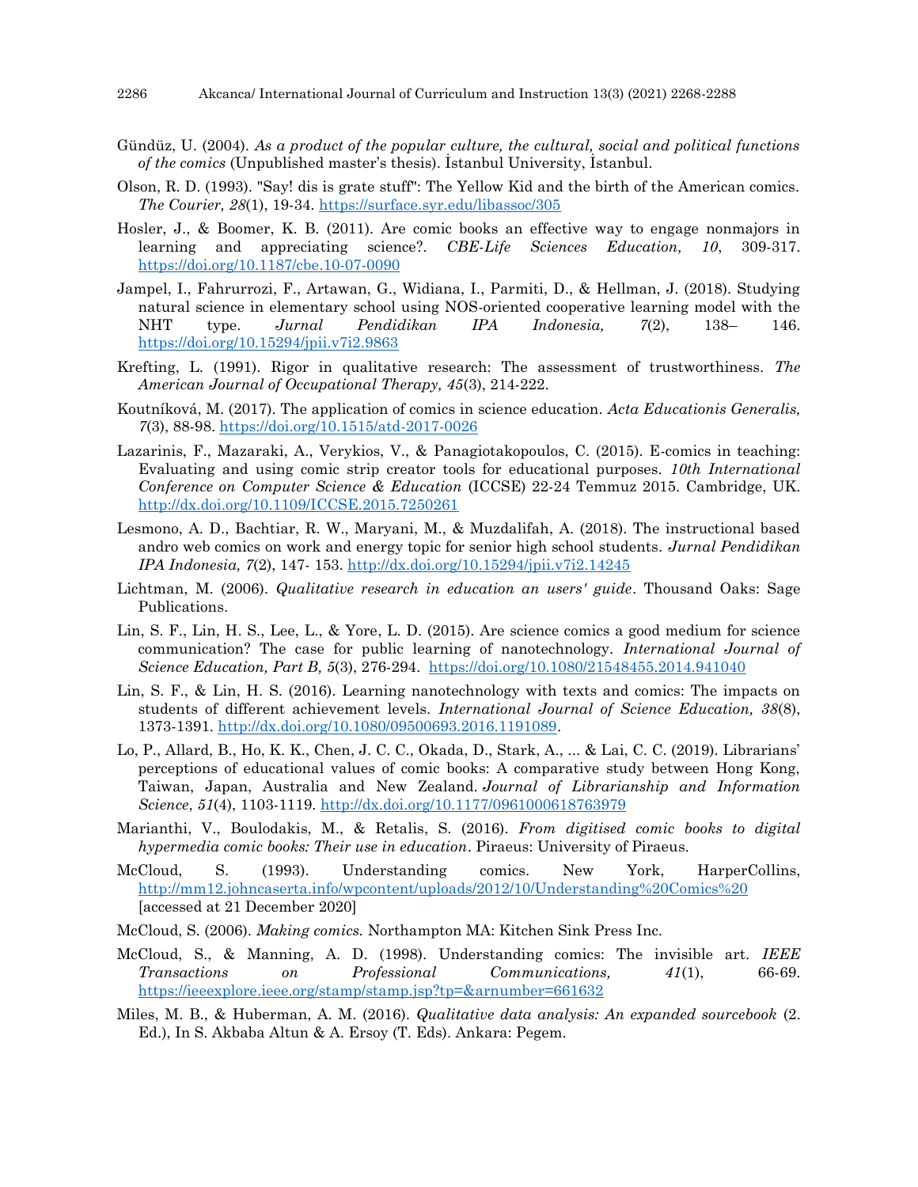Gündüz, U. (2004). *As a product of the popular culture, the cultural, social and political functions of the comics* (Unpublished master's thesis). İstanbul University, İstanbul.

Olson, R. D. (1993). "Say! dis is grate stuff": The Yellow Kid and the birth of the American comics. *The Courier, 28*(1), 19-34. https://surface.syr.edu/libassoc/305

Hosler, J., & Boomer, K. B. (2011). Are comic books an effective way to engage nonmajors in learning and appreciating science?. *CBE-Life Sciences Education, 10*, 309-317. https://doi.org/10.1187/cbe.10-07-0090

Jampel, I., Fahrurrozi, F., Artawan, G., Widiana, I., Parmiti, D., & Hellman, J. (2018). Studying natural science in elementary school using NOS-oriented cooperative learning model with the NHT type. *Jurnal Pendidikan IPA Indonesia, 7*(2), 138– 146. https://doi.org/10.15294/jpii.v7i2.9863

Krefting, L. (1991). Rigor in qualitative research: The assessment of trustworthiness. *The American Journal of Occupational Therapy, 45*(3), 214-222.

Koutníková, M. (2017). The application of comics in science education. *Acta Educationis Generalis, 7*(3), 88-98. https://doi.org/10.1515/atd-2017-0026

Lazarinis, F., Mazaraki, A., Verykios, V., & Panagiotakopoulos, C. (2015). E-comics in teaching: Evaluating and using comic strip creator tools for educational purposes. *10th International Conference on Computer Science & Education* (ICCSE) 22-24 Temmuz 2015. Cambridge, UK. http://dx.doi.org/10.1109/ICCSE.2015.7250261

Lesmono, A. D., Bachtiar, R. W., Maryani, M., & Muzdalifah, A. (2018). The instructional based andro web comics on work and energy topic for senior high school students. *Jurnal Pendidikan IPA Indonesia, 7*(2), 147- 153. http://dx.doi.org/10.15294/jpii.v7i2.14245

Lichtman, M. (2006). *Qualitative research in education an users' guide*. Thousand Oaks: Sage Publications.

Lin, S. F., Lin, H. S., Lee, L., & Yore, L. D. (2015). Are science comics a good medium for science communication? The case for public learning of nanotechnology. *International Journal of Science Education, Part B, 5*(3), 276-294. https://doi.org/10.1080/21548455.2014.941040

Lin, S. F., & Lin, H. S. (2016). Learning nanotechnology with texts and comics: The impacts on students of different achievement levels. *International Journal of Science Education, 38*(8), 1373-1391. http://dx.doi.org/10.1080/09500693.2016.1191089.

Lo, P., Allard, B., Ho, K. K., Chen, J. C. C., Okada, D., Stark, A., ... & Lai, C. C. (2019). Librarians' perceptions of educational values of comic books: A comparative study between Hong Kong, Taiwan, Japan, Australia and New Zealand. *Journal of Librarianship and Information Science*, *51*(4), 1103-1119. http://dx.doi.org/10.1177/0961000618763979

Marianthi, V., Boulodakis, M., & Retalis, S. (2016). *From digitised comic books to digital hypermedia comic books: Their use in education*. Piraeus: University of Piraeus.

McCloud, S. (1993). Understanding comics. New York, HarperCollins, http://mm12.johncaserta.info/wpcontent/uploads/2012/10/Understanding%20Comics%20 [accessed at 21 December 2020]

McCloud, S. (2006). *Making comics.* Northampton MA: Kitchen Sink Press Inc.

McCloud, S., & Manning, A. D. (1998). Understanding comics: The invisible art. *IEEE Transactions on Professional Communications, 41*(1), 66-69. https://ieeexplore.ieee.org/stamp/stamp.jsp?tp=&arnumber=661632

Miles, M. B., & Huberman, A. M. (2016). *Qualitative data analysis: An expanded sourcebook* (2. Ed.), In S. Akbaba Altun & A. Ersoy (T. Eds). Ankara: Pegem.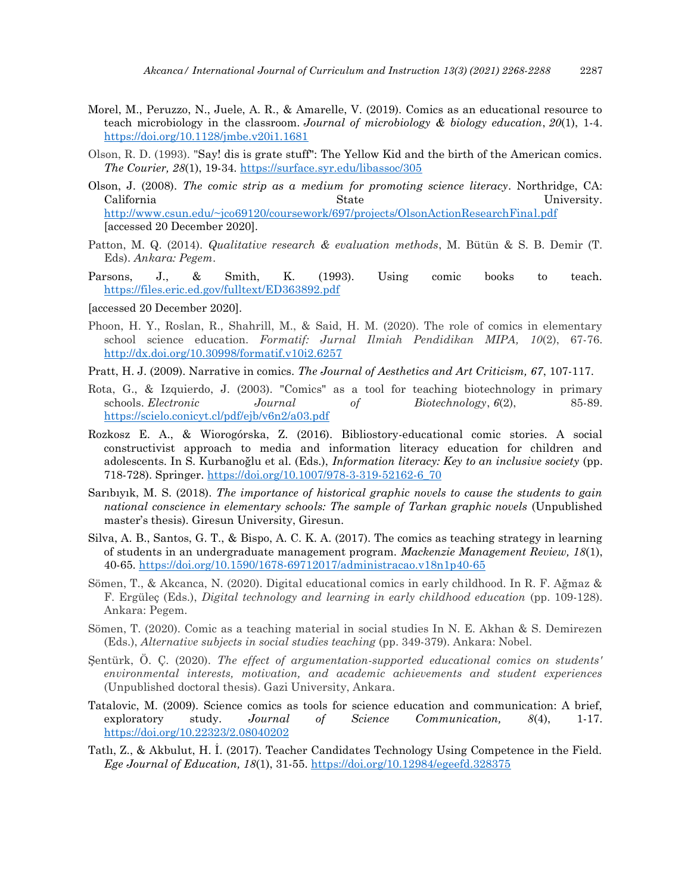Morel, M., Peruzzo, N., Juele, A. R., & Amarelle, V. (2019). Comics as an educational resource to teach microbiology in the classroom. *Journal of microbiology & biology education*, *20*(1), 1-4. https://doi.org/10.1128/jmbe.v20i1.1681

Olson, R. D. (1993). "Say! dis is grate stuff": The Yellow Kid and the birth of the American comics. *The Courier, 28*(1), 19-34. https://surface.syr.edu/libassoc/305

Olson, J. (2008). *The comic strip as a medium for promoting science literacy*. Northridge, CA: California State University. http://www.csun.edu/~jco69120/coursework/697/projects/OlsonActionResearchFinal.pdf [accessed 20 December 2020].

Patton, M. Q. (2014). *Qualitative research & evaluation methods*, M. Bütün & S. B. Demir (T. Eds). *Ankara: Pegem*.

Parsons, J., & Smith, K. (1993). Using comic books to teach. https://files.eric.ed.gov/fulltext/ED363892.pdf

[accessed 20 December 2020].

Phoon, H. Y., Roslan, R., Shahrill, M., & Said, H. M. (2020). The role of comics in elementary school science education. *Formatif: Jurnal Ilmiah Pendidikan MIPA, 10*(2), 67-76. http://dx.doi.org/10.30998/formatif.v10i2.6257

Pratt, H. J. (2009). Narrative in comics. *The Journal of Aesthetics and Art Criticism, 67*, 107-117.

Rota, G., & Izquierdo, J. (2003). "Comics" as a tool for teaching biotechnology in primary schools. *Electronic Journal of Biotechnology*, *6*(2), 85-89. https://scielo.conicyt.cl/pdf/ejb/v6n2/a03.pdf

Rozkosz E. A., & Wiorogórska, Z. (2016). Bibliostory-educational comic stories. A social constructivist approach to media and information literacy education for children and adolescents. In S. Kurbanoğlu et al. (Eds.), *Information literacy: Key to an inclusive society* (pp. 718-728). Springer. https://doi.org/10.1007/978-3-319-52162-6_70

Sarıbıyık, M. S. (2018). *The importance of historical graphic novels to cause the students to gain national conscience in elementary schools: The sample of Tarkan graphic novels* (Unpublished master's thesis). Giresun University, Giresun.

Silva, A. B., Santos, G. T., & Bispo, A. C. K. A. (2017). The comics as teaching strategy in learning of students in an undergraduate management program. *Mackenzie Management Review, 18*(1), 40-65. https://doi.org/10.1590/1678-69712017/administracao.v18n1p40-65

Sömen, T., & Akcanca, N. (2020). Digital educational comics in early childhood. In R. F. Ağmaz & F. Ergüleç (Eds.), *Digital technology and learning in early childhood education* (pp. 109-128). Ankara: Pegem.

Sömen, T. (2020). Comic as a teaching material in social studies In N. E. Akhan & S. Demirezen (Eds.), *Alternative subjects in social studies teaching* (pp. 349-379). Ankara: Nobel.

Şentürk, Ö. Ç. (2020). *The effect of argumentation-supported educational comics on students' environmental interests, motivation, and academic achievements and student experiences* (Unpublished doctoral thesis). Gazi University, Ankara.

Tatalovic, M. (2009). Science comics as tools for science education and communication: A brief, exploratory study. *Journal of Science Communication, 8*(4), 1-17. https://doi.org/10.22323/2.08040202

Tatlı, Z., & Akbulut, H. İ. (2017). Teacher Candidates Technology Using Competence in the Field. *Ege Journal of Education, 18*(1), 31-55. https://doi.org/10.12984/egeefd.328375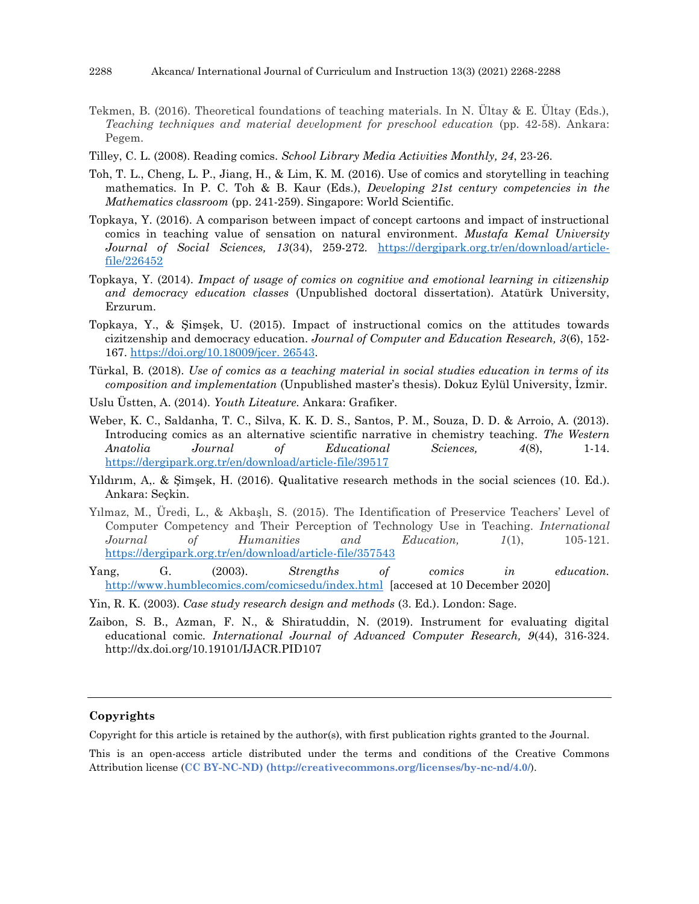Tekmen, B. (2016). Theoretical foundations of teaching materials. In N. Ültay & E. Ültay (Eds.), *Teaching techniques and material development for preschool education* (pp. 42-58). Ankara: Pegem.

Tilley, C. L. (2008). Reading comics. *School Library Media Activities Monthly, 24*, 23-26.

Toh, T. L., Cheng, L. P., Jiang, H., & Lim, K. M. (2016). Use of comics and storytelling in teaching mathematics. In P. C. Toh & B. Kaur (Eds.), *Developing 21st century competencies in the Mathematics classroom* (pp. 241-259). Singapore: World Scientific.

Topkaya, Y. (2016). A comparison between impact of concept cartoons and impact of instructional comics in teaching value of sensation on natural environment. *Mustafa Kemal University Journal of Social Sciences, 13*(34), 259-272. https://dergipark.org.tr/en/download/article-file/226452

Topkaya, Y. (2014). *Impact of usage of comics on cognitive and emotional learning in citizenship and democracy education classes* (Unpublished doctoral dissertation). Atatürk University, Erzurum.

Topkaya, Y., & Şimşek, U. (2015). Impact of instructional comics on the attitudes towards cizitzenship and democracy education. *Journal of Computer and Education Research, 3*(6), 152-167. https://doi.org/10.18009/jcer. 26543.

Türkal, B. (2018). *Use of comics as a teaching material in social studies education in terms of its composition and implementation* (Unpublished master's thesis). Dokuz Eylül University, İzmir.

Uslu Üstten, A. (2014). *Youth Liteature*. Ankara: Grafiker.

Weber, K. C., Saldanha, T. C., Silva, K. K. D. S., Santos, P. M., Souza, D. D. & Arroio, A. (2013). Introducing comics as an alternative scientific narrative in chemistry teaching. *The Western Anatolia Journal of Educational Sciences, 4*(8), 1-14. https://dergipark.org.tr/en/download/article-file/39517

Yıldırım, A,. & Şimşek, H. (2016). Qualitative research methods in the social sciences (10. Ed.). Ankara: Seçkin.

Yılmaz, M., Üredi, L., & Akbaşlı, S. (2015). The Identification of Preservice Teachers' Level of Computer Competency and Their Perception of Technology Use in Teaching. *International Journal of Humanities and Education, 1*(1), 105-121. https://dergipark.org.tr/en/download/article-file/357543

Yang, G. (2003). *Strengths of comics in education.* http://www.humblecomics.com/comicsedu/index.html [accesed at 10 December 2020]

Yin, R. K. (2003). *Case study research design and methods* (3. Ed.). London: Sage.

Zaibon, S. B., Azman, F. N., & Shiratuddin, N. (2019). Instrument for evaluating digital educational comic. *International Journal of Advanced Computer Research, 9*(44), 316-324. http://dx.doi.org/10.19101/IJACR.PID107

---

**Copyrights**

Copyright for this article is retained by the author(s), with first publication rights granted to the Journal.

This is an open-access article distributed under the terms and conditions of the Creative Commons Attribution license (**CC BY-NC-ND) (http://creativecommons.org/licenses/by-nc-nd/4.0/**).